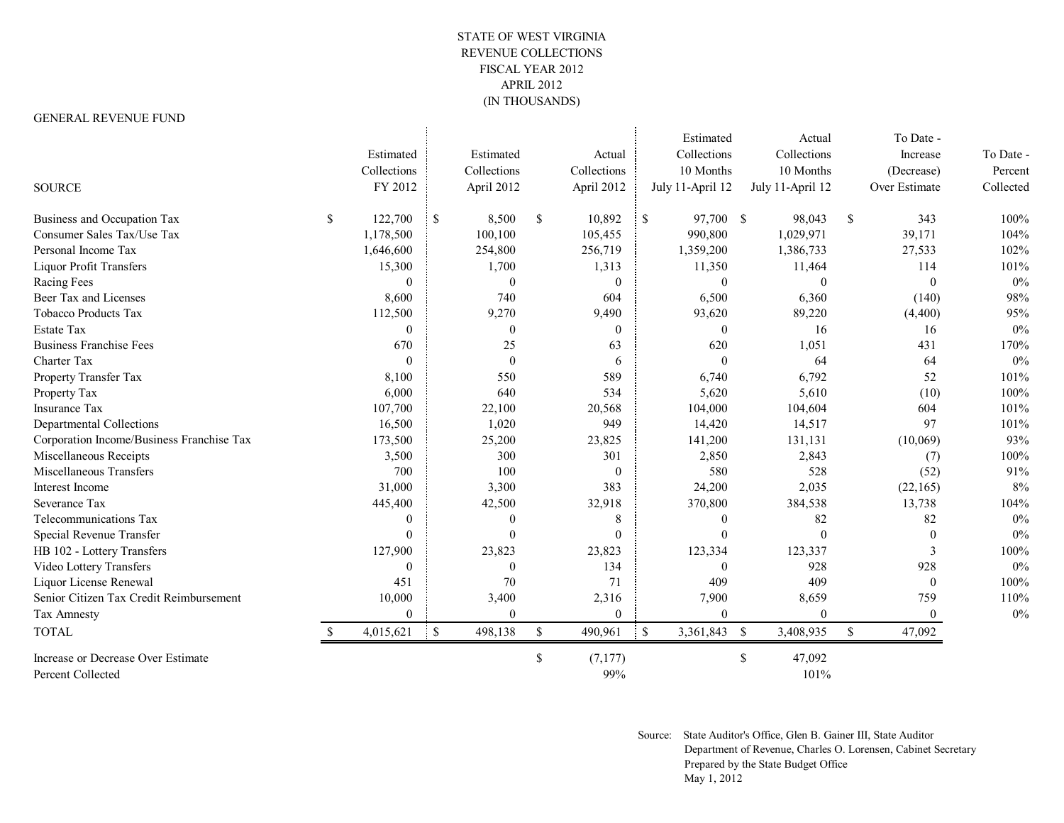STATE OF WEST VIRGINIA
REVENUE COLLECTIONS
FISCAL YEAR 2012
APRIL 2012
(IN THOUSANDS)

GENERAL REVENUE FUND

| SOURCE | Estimated Collections FY 2012 | Estimated Collections April 2012 | Actual Collections April 2012 | Estimated Collections 10 Months July 11-April 12 | Actual Collections 10 Months July 11-April 12 | To Date - Increase (Decrease) Over Estimate | To Date - Percent Collected |
|---|---|---|---|---|---|---|---|
| Business and Occupation Tax | $ 122,700 | $ 8,500 | $ 10,892 | $ 97,700 | $ 98,043 | $ 343 | 100% |
| Consumer Sales Tax/Use Tax | 1,178,500 | 100,100 | 105,455 | 990,800 | 1,029,971 | 39,171 | 104% |
| Personal Income Tax | 1,646,600 | 254,800 | 256,719 | 1,359,200 | 1,386,733 | 27,533 | 102% |
| Liquor Profit Transfers | 15,300 | 1,700 | 1,313 | 11,350 | 11,464 | 114 | 101% |
| Racing Fees | 0 | 0 | 0 | 0 | 0 | 0 | 0% |
| Beer Tax and Licenses | 8,600 | 740 | 604 | 6,500 | 6,360 | (140) | 98% |
| Tobacco Products Tax | 112,500 | 9,270 | 9,490 | 93,620 | 89,220 | (4,400) | 95% |
| Estate Tax | 0 | 0 | 0 | 0 | 16 | 16 | 0% |
| Business Franchise Fees | 670 | 25 | 63 | 620 | 1,051 | 431 | 170% |
| Charter Tax | 0 | 0 | 6 | 0 | 64 | 64 | 0% |
| Property Transfer Tax | 8,100 | 550 | 589 | 6,740 | 6,792 | 52 | 101% |
| Property Tax | 6,000 | 640 | 534 | 5,620 | 5,610 | (10) | 100% |
| Insurance Tax | 107,700 | 22,100 | 20,568 | 104,000 | 104,604 | 604 | 101% |
| Departmental Collections | 16,500 | 1,020 | 949 | 14,420 | 14,517 | 97 | 101% |
| Corporation Income/Business Franchise Tax | 173,500 | 25,200 | 23,825 | 141,200 | 131,131 | (10,069) | 93% |
| Miscellaneous Receipts | 3,500 | 300 | 301 | 2,850 | 2,843 | (7) | 100% |
| Miscellaneous Transfers | 700 | 100 | 0 | 580 | 528 | (52) | 91% |
| Interest Income | 31,000 | 3,300 | 383 | 24,200 | 2,035 | (22,165) | 8% |
| Severance Tax | 445,400 | 42,500 | 32,918 | 370,800 | 384,538 | 13,738 | 104% |
| Telecommunications Tax | 0 | 0 | 8 | 0 | 82 | 82 | 0% |
| Special Revenue Transfer | 0 | 0 | 0 | 0 | 0 | 0 | 0% |
| HB 102 - Lottery Transfers | 127,900 | 23,823 | 23,823 | 123,334 | 123,337 | 3 | 100% |
| Video Lottery Transfers | 0 | 0 | 134 | 0 | 928 | 928 | 0% |
| Liquor License Renewal | 451 | 70 | 71 | 409 | 409 | 0 | 100% |
| Senior Citizen Tax Credit Reimbursement | 10,000 | 3,400 | 2,316 | 7,900 | 8,659 | 759 | 110% |
| Tax Amnesty | 0 | 0 | 0 | 0 | 0 | 0 | 0% |
| TOTAL | $ 4,015,621 | $ 498,138 | $ 490,961 | $ 3,361,843 | $ 3,408,935 | $ 47,092 | |
| Increase or Decrease Over Estimate | | | $ (7,177) | | $ 47,092 | | |
| Percent Collected | | | 99% | | 101% | | |

Source: State Auditor's Office, Glen B. Gainer III, State Auditor
Department of Revenue, Charles O. Lorensen, Cabinet Secretary
Prepared by the State Budget Office
May 1, 2012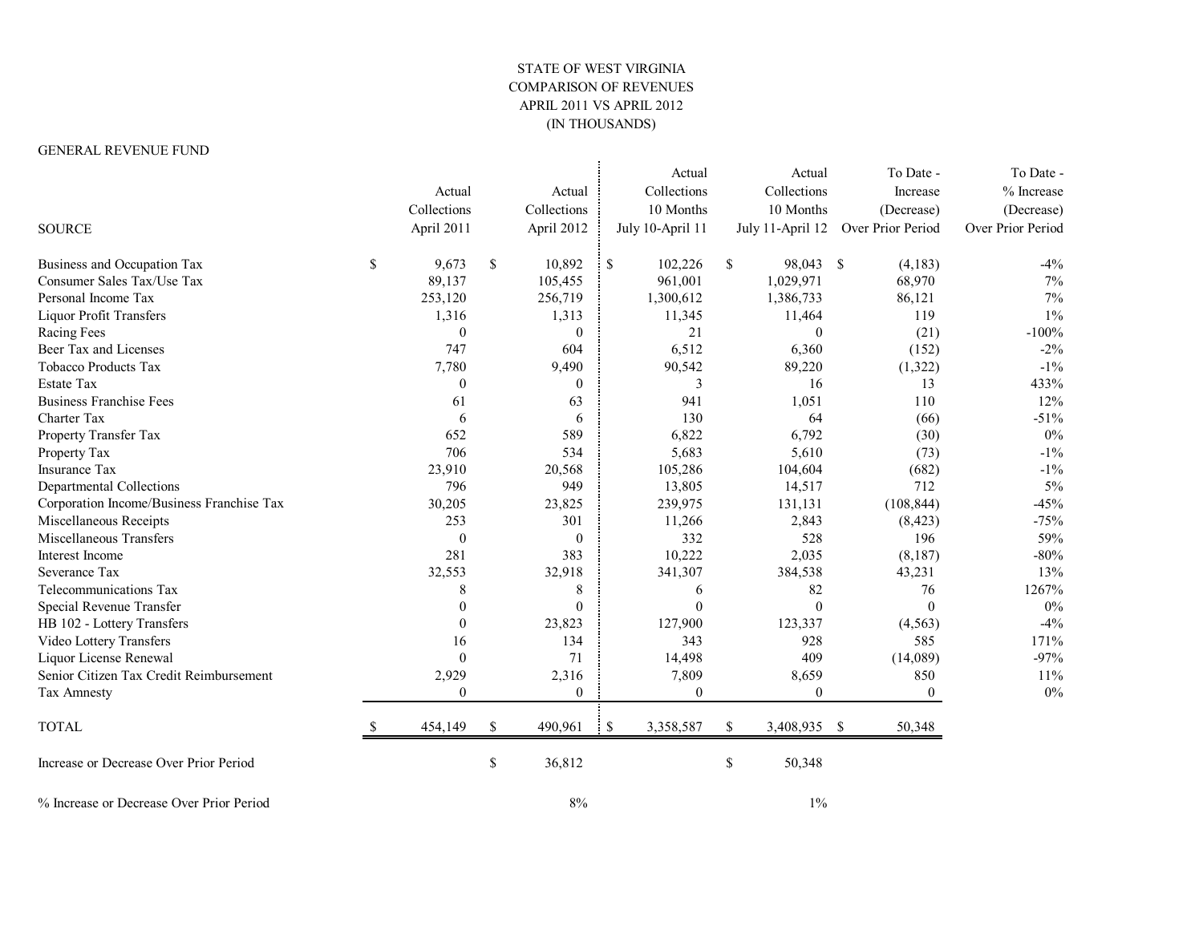# STATE OF WEST VIRGINIA
## COMPARISON OF REVENUES
## APRIL 2011 VS APRIL 2012
## (IN THOUSANDS)

GENERAL REVENUE FUND

| SOURCE | Actual Collections April 2011 | Actual Collections April 2012 | Actual Collections 10 Months July 10-April 11 | Actual Collections 10 Months July 11-April 12 | To Date - Increase (Decrease) Over Prior Period | To Date - % Increase (Decrease) Over Prior Period |
|---|---|---|---|---|---|---|
| Business and Occupation Tax | $ 9,673 | $ 10,892 | $ 102,226 | $ 98,043 | $ (4,183) | -4% |
| Consumer Sales Tax/Use Tax | 89,137 | 105,455 | 961,001 | 1,029,971 | 68,970 | 7% |
| Personal Income Tax | 253,120 | 256,719 | 1,300,612 | 1,386,733 | 86,121 | 7% |
| Liquor Profit Transfers | 1,316 | 1,313 | 11,345 | 11,464 | 119 | 1% |
| Racing Fees | 0 | 0 | 21 | 0 | (21) | -100% |
| Beer Tax and Licenses | 747 | 604 | 6,512 | 6,360 | (152) | -2% |
| Tobacco Products Tax | 7,780 | 9,490 | 90,542 | 89,220 | (1,322) | -1% |
| Estate Tax | 0 | 0 | 3 | 16 | 13 | 433% |
| Business Franchise Fees | 61 | 63 | 941 | 1,051 | 110 | 12% |
| Charter Tax | 6 | 6 | 130 | 64 | (66) | -51% |
| Property Transfer Tax | 652 | 589 | 6,822 | 6,792 | (30) | 0% |
| Property Tax | 706 | 534 | 5,683 | 5,610 | (73) | -1% |
| Insurance Tax | 23,910 | 20,568 | 105,286 | 104,604 | (682) | -1% |
| Departmental Collections | 796 | 949 | 13,805 | 14,517 | 712 | 5% |
| Corporation Income/Business Franchise Tax | 30,205 | 23,825 | 239,975 | 131,131 | (108,844) | -45% |
| Miscellaneous Receipts | 253 | 301 | 11,266 | 2,843 | (8,423) | -75% |
| Miscellaneous Transfers | 0 | 0 | 332 | 528 | 196 | 59% |
| Interest Income | 281 | 383 | 10,222 | 2,035 | (8,187) | -80% |
| Severance Tax | 32,553 | 32,918 | 341,307 | 384,538 | 43,231 | 13% |
| Telecommunications Tax | 8 | 8 | 6 | 82 | 76 | 1267% |
| Special Revenue Transfer | 0 | 0 | 0 | 0 | 0 | 0% |
| HB 102 - Lottery Transfers | 0 | 23,823 | 127,900 | 123,337 | (4,563) | -4% |
| Video Lottery Transfers | 16 | 134 | 343 | 928 | 585 | 171% |
| Liquor License Renewal | 0 | 71 | 14,498 | 409 | (14,089) | -97% |
| Senior Citizen Tax Credit Reimbursement | 2,929 | 2,316 | 7,809 | 8,659 | 850 | 11% |
| Tax Amnesty | 0 | 0 | 0 | 0 | 0 | 0% |
| TOTAL | $ 454,149 | $ 490,961 | $ 3,358,587 | $ 3,408,935 | $ 50,348 | |
| Increase or Decrease Over Prior Period | | $ 36,812 | | $ 50,348 | | |
| % Increase or Decrease Over Prior Period | | 8% | | 1% | | |